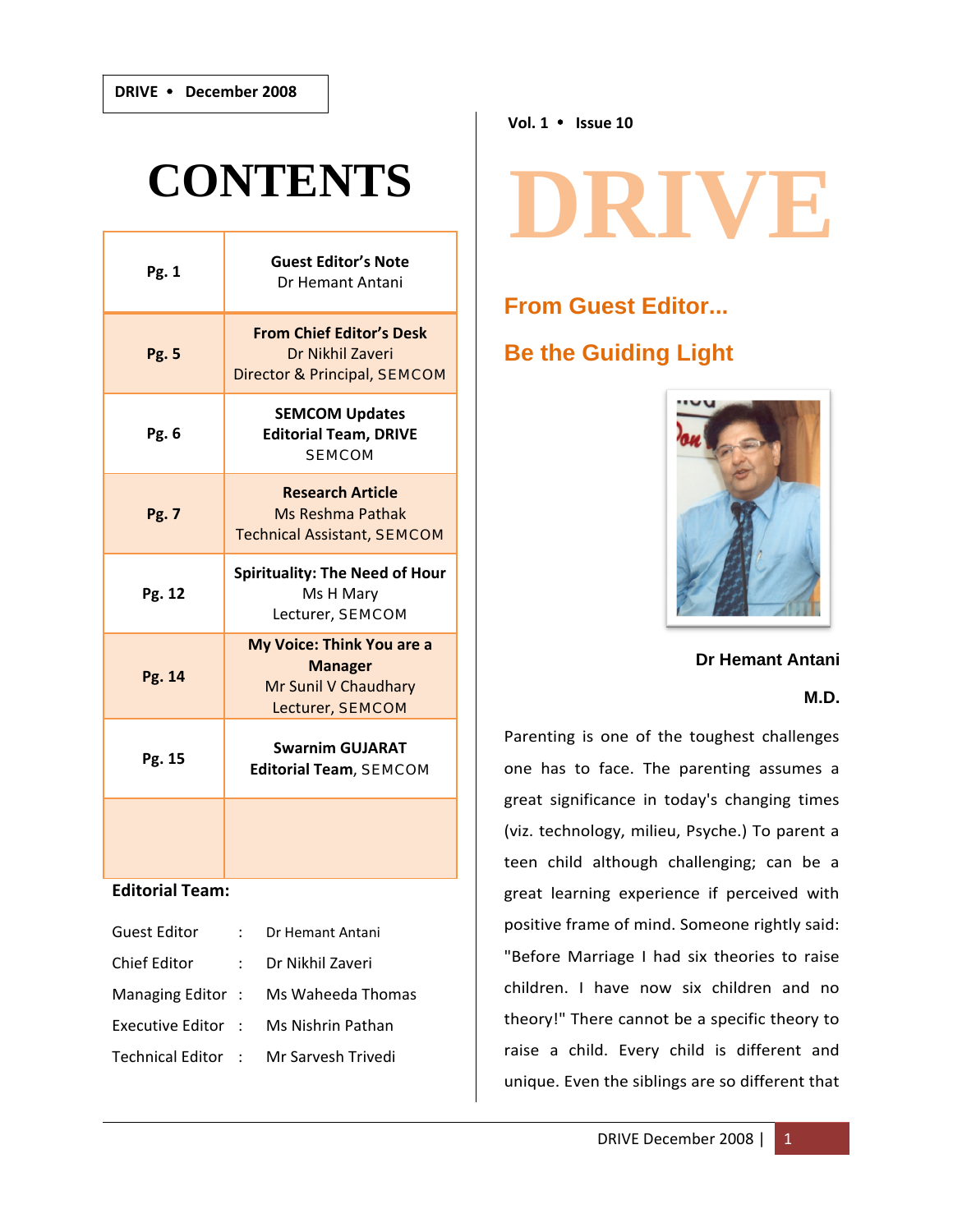# CONTENTS

| Pg. | Content |
|---|---|
| Pg. 1 | **Guest Editor's Note** Dr Hemant Antani |
| Pg. 5 | **From Chief Editor's Desk** Dr Nikhil Zaveri Director & Principal, SEMCOM |
| Pg. 6 | **SEMCOM Updates Editorial Team, DRIVE** SEMCOM |
| Pg. 7 | **Research Article** Ms Reshma Pathak Technical Assistant, SEMCOM |
| Pg. 12 | **Spirituality: The Need of Hour** Ms H Mary Lecturer, SEMCOM |
| Pg. 14 | **My Voice: Think You are a Manager** Mr Sunil V Chaudhary Lecturer, SEMCOM |
| Pg. 15 | **Swarnim GUJARAT Editorial Team**, SEMCOM |
| | |

**Editorial Team:**

| | | |
|---|---|---|
| Guest Editor | : | Dr Hemant Antani |
| Chief Editor | : | Dr Nikhil Zaveri |
| Managing Editor | : | Ms Waheeda Thomas |
| Executive Editor | : | Ms Nishrin Pathan |
| Technical Editor | : | Mr Sarvesh Trivedi |

Vol. 1 • Issue 10

# DRIVE

## From Guest Editor...

## Be the Guiding Light

**Dr Hemant Antani**

**M.D.**

Parenting is one of the toughest challenges one has to face. The parenting assumes a great significance in today's changing times (viz. technology, milieu, Psyche.) To parent a teen child although challenging; can be a great learning experience if perceived with positive frame of mind. Someone rightly said: "Before Marriage I had six theories to raise children. I have now six children and no theory!" There cannot be a specific theory to raise a child. Every child is different and unique. Even the siblings are so different that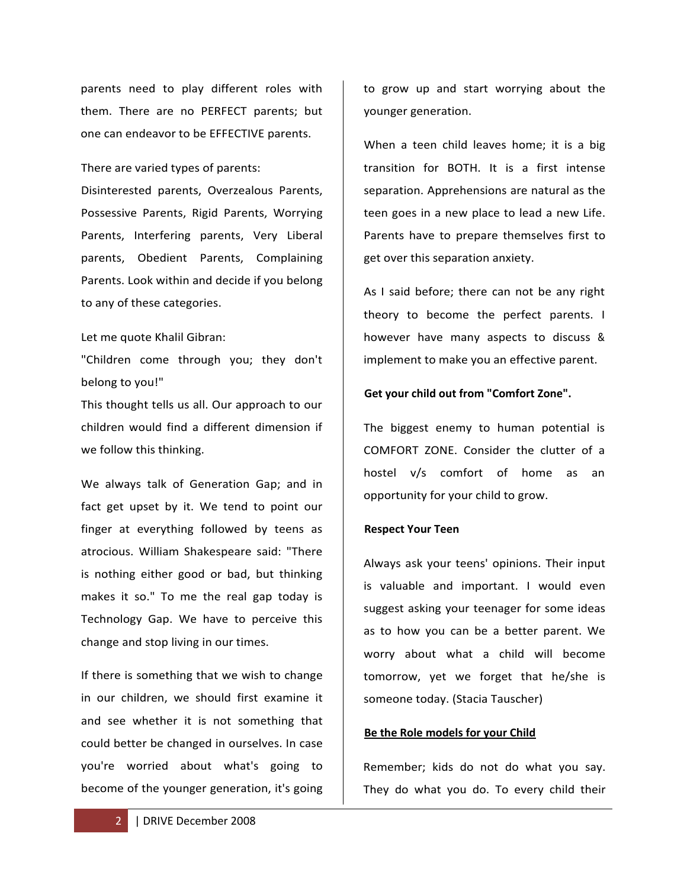parents need to play different roles with them. There are no PERFECT parents; but one can endeavor to be EFFECTIVE parents.

There are varied types of parents:
Disinterested parents, Overzealous Parents, Possessive Parents, Rigid Parents, Worrying Parents, Interfering parents, Very Liberal parents, Obedient Parents, Complaining Parents. Look within and decide if you belong to any of these categories.

Let me quote Khalil Gibran:
"Children come through you; they don't belong to you!"
This thought tells us all. Our approach to our children would find a different dimension if we follow this thinking.

We always talk of Generation Gap; and in fact get upset by it. We tend to point our finger at everything followed by teens as atrocious. William Shakespeare said: "There is nothing either good or bad, but thinking makes it so." To me the real gap today is Technology Gap. We have to perceive this change and stop living in our times.

If there is something that we wish to change in our children, we should first examine it and see whether it is not something that could better be changed in ourselves. In case you're worried about what's going to become of the younger generation, it's going to grow up and start worrying about the younger generation.

When a teen child leaves home; it is a big transition for BOTH. It is a first intense separation. Apprehensions are natural as the teen goes in a new place to lead a new Life. Parents have to prepare themselves first to get over this separation anxiety.

As I said before; there can not be any right theory to become the perfect parents. I however have many aspects to discuss & implement to make you an effective parent.

**Get your child out from "Comfort Zone".**

The biggest enemy to human potential is COMFORT ZONE. Consider the clutter of a hostel v/s comfort of home as an opportunity for your child to grow.

**Respect Your Teen**

Always ask your teens' opinions. Their input is valuable and important. I would even suggest asking your teenager for some ideas as to how you can be a better parent. We worry about what a child will become tomorrow, yet we forget that he/she is someone today. (Stacia Tauscher)

**Be the Role models for your Child**

Remember; kids do not do what you say. They do what you do. To every child their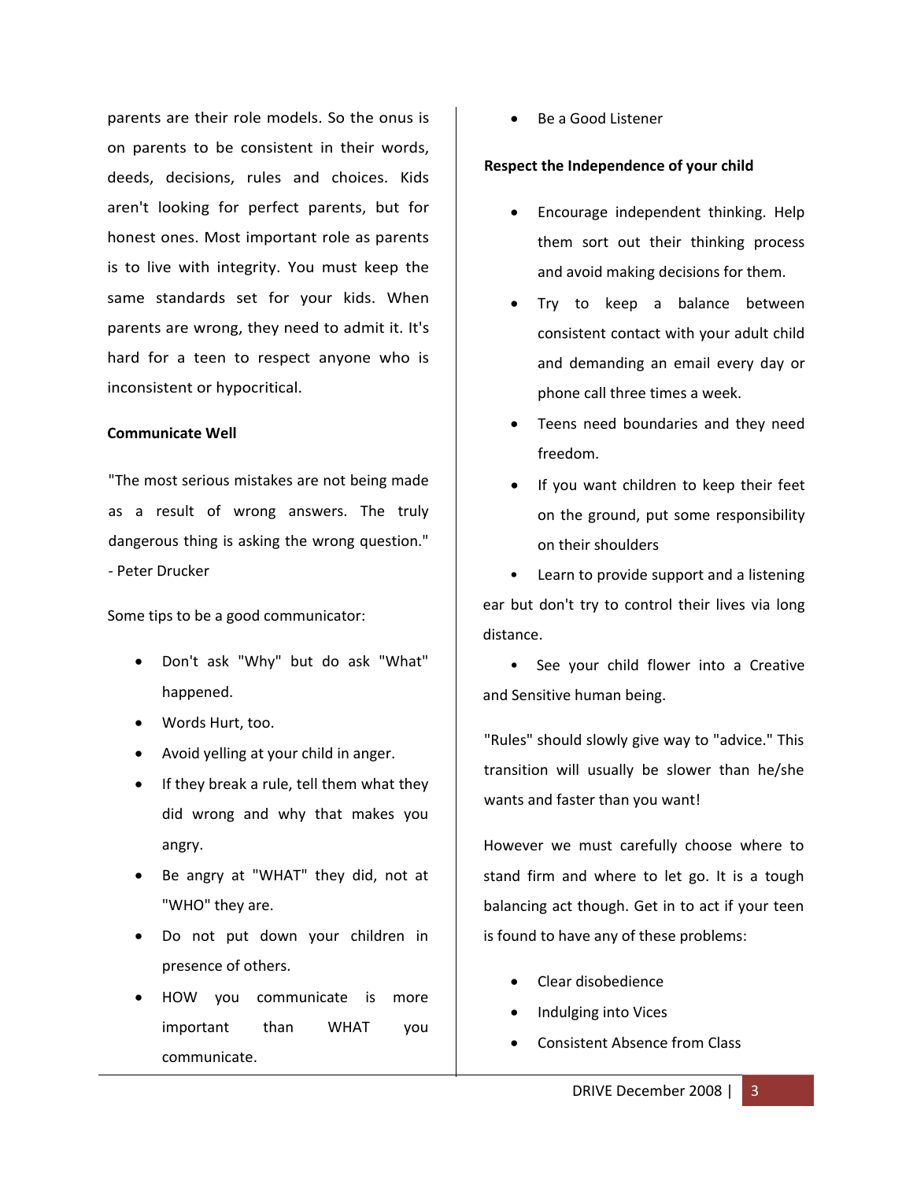parents are their role models. So the onus is on parents to be consistent in their words, deeds, decisions, rules and choices. Kids aren't looking for perfect parents, but for honest ones. Most important role as parents is to live with integrity. You must keep the same standards set for your kids. When parents are wrong, they need to admit it. It's hard for a teen to respect anyone who is inconsistent or hypocritical.

**Communicate Well**

"The most serious mistakes are not being made as a result of wrong answers. The truly dangerous thing is asking the wrong question." - Peter Drucker

Some tips to be a good communicator:

- Don't ask "Why" but do ask "What" happened.
- Words Hurt, too.
- Avoid yelling at your child in anger.
- If they break a rule, tell them what they did wrong and why that makes you angry.
- Be angry at "WHAT" they did, not at "WHO" they are.
- Do not put down your children in presence of others.
- HOW you communicate is more important than WHAT you communicate.
- Be a Good Listener

**Respect the Independence of your child**

- Encourage independent thinking. Help them sort out their thinking process and avoid making decisions for them.
- Try to keep a balance between consistent contact with your adult child and demanding an email every day or phone call three times a week.
- Teens need boundaries and they need freedom.
- If you want children to keep their feet on the ground, put some responsibility on their shoulders
- Learn to provide support and a listening ear but don't try to control their lives via long distance.
- See your child flower into a Creative and Sensitive human being.

"Rules" should slowly give way to "advice." This transition will usually be slower than he/she wants and faster than you want!

However we must carefully choose where to stand firm and where to let go. It is a tough balancing act though. Get in to act if your teen is found to have any of these problems:

- Clear disobedience
- Indulging into Vices
- Consistent Absence from Class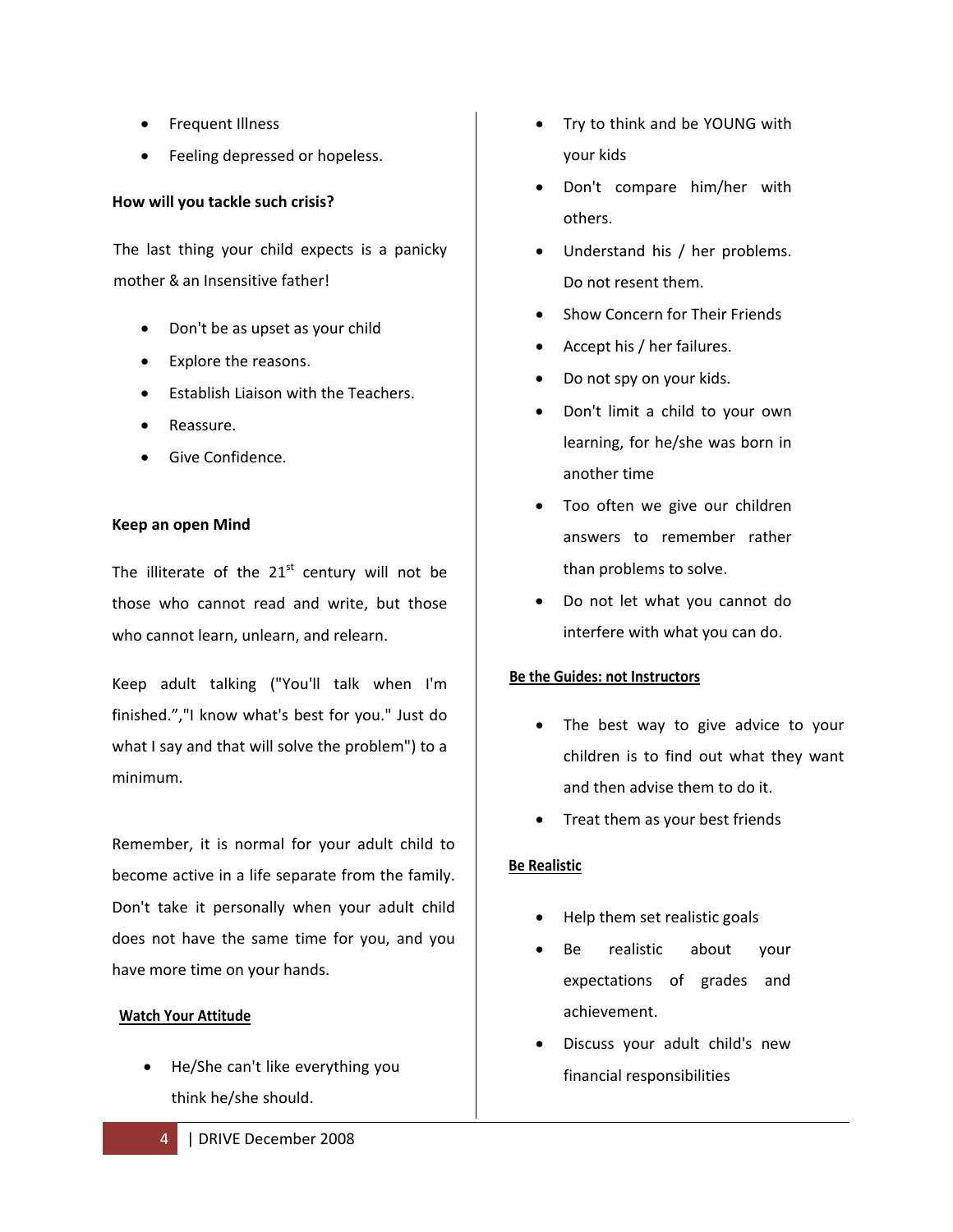- Frequent Illness
- Feeling depressed or hopeless.

**How will you tackle such crisis?**

The last thing your child expects is a panicky mother & an Insensitive father!

- Don't be as upset as your child
- Explore the reasons.
- Establish Liaison with the Teachers.
- Reassure.
- Give Confidence.

**Keep an open Mind**

The illiterate of the 21st century will not be those who cannot read and write, but those who cannot learn, unlearn, and relearn.

Keep adult talking ("You'll talk when I'm finished.","I know what's best for you." Just do what I say and that will solve the problem") to a minimum.

Remember, it is normal for your adult child to become active in a life separate from the family. Don't take it personally when your adult child does not have the same time for you, and you have more time on your hands.

**Watch Your Attitude**

- He/She can't like everything you think he/she should.
- Try to think and be YOUNG with your kids
- Don't compare him/her with others.
- Understand his / her problems. Do not resent them.
- Show Concern for Their Friends
- Accept his / her failures.
- Do not spy on your kids.
- Don't limit a child to your own learning, for he/she was born in another time
- Too often we give our children answers to remember rather than problems to solve.
- Do not let what you cannot do interfere with what you can do.

**Be the Guides: not Instructors**

- The best way to give advice to your children is to find out what they want and then advise them to do it.
- Treat them as your best friends

**Be Realistic**

- Help them set realistic goals
- Be realistic about your expectations of grades and achievement.
- Discuss your adult child's new financial responsibilities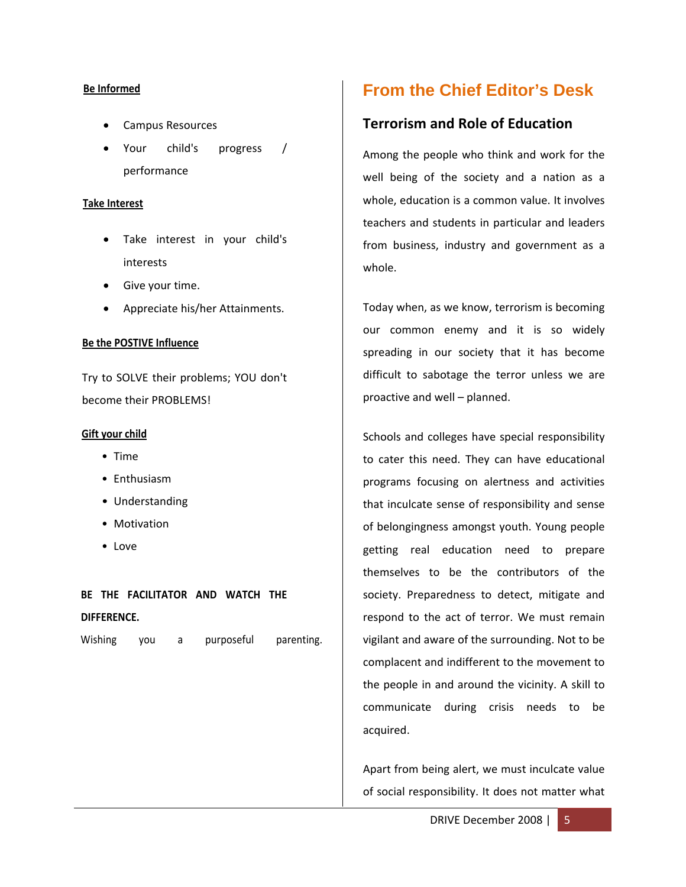**Be Informed**

- Campus Resources
- Your child's progress / performance

**Take Interest**

- Take interest in your child's interests
- Give your time.
- Appreciate his/her Attainments.

**Be the POSTIVE Influence**

Try to SOLVE their problems; YOU don't become their PROBLEMS!

**Gift your child**

- Time
- Enthusiasm
- Understanding
- Motivation
- Love

**BE THE FACILITATOR AND WATCH THE DIFFERENCE.**

Wishing you a purposeful parenting.

## From the Chief Editor's Desk

### Terrorism and Role of Education

Among the people who think and work for the well being of the society and a nation as a whole, education is a common value. It involves teachers and students in particular and leaders from business, industry and government as a whole.

Today when, as we know, terrorism is becoming our common enemy and it is so widely spreading in our society that it has become difficult to sabotage the terror unless we are proactive and well – planned.

Schools and colleges have special responsibility to cater this need. They can have educational programs focusing on alertness and activities that inculcate sense of responsibility and sense of belongingness amongst youth. Young people getting real education need to prepare themselves to be the contributors of the society. Preparedness to detect, mitigate and respond to the act of terror. We must remain vigilant and aware of the surrounding. Not to be complacent and indifferent to the movement to the people in and around the vicinity. A skill to communicate during crisis needs to be acquired.

Apart from being alert, we must inculcate value of social responsibility. It does not matter what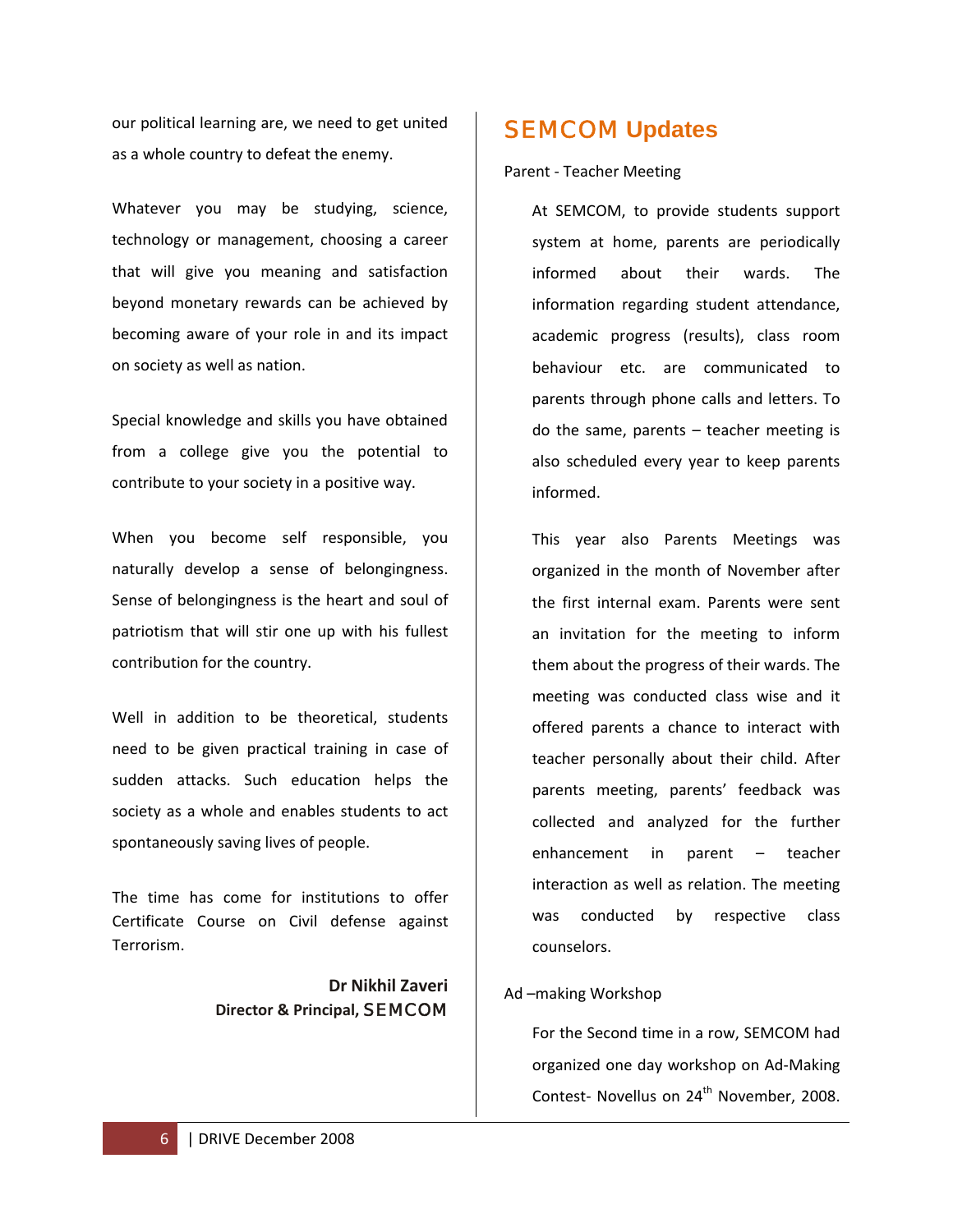our political learning are, we need to get united as a whole country to defeat the enemy.

Whatever you may be studying, science, technology or management, choosing a career that will give you meaning and satisfaction beyond monetary rewards can be achieved by becoming aware of your role in and its impact on society as well as nation.

Special knowledge and skills you have obtained from a college give you the potential to contribute to your society in a positive way.

When you become self responsible, you naturally develop a sense of belongingness. Sense of belongingness is the heart and soul of patriotism that will stir one up with his fullest contribution for the country.

Well in addition to be theoretical, students need to be given practical training in case of sudden attacks. Such education helps the society as a whole and enables students to act spontaneously saving lives of people.

The time has come for institutions to offer Certificate Course on Civil defense against Terrorism.

**Dr Nikhil Zaveri**
**Director & Principal, SEMCOM**

## SEMCOM Updates

Parent - Teacher Meeting

At SEMCOM, to provide students support system at home, parents are periodically informed about their wards. The information regarding student attendance, academic progress (results), class room behaviour etc. are communicated to parents through phone calls and letters. To do the same, parents – teacher meeting is also scheduled every year to keep parents informed.

This year also Parents Meetings was organized in the month of November after the first internal exam. Parents were sent an invitation for the meeting to inform them about the progress of their wards. The meeting was conducted class wise and it offered parents a chance to interact with teacher personally about their child. After parents meeting, parents' feedback was collected and analyzed for the further enhancement in parent – teacher interaction as well as relation. The meeting was conducted by respective class counselors.

Ad –making Workshop

For the Second time in a row, SEMCOM had organized one day workshop on Ad-Making Contest- Novellus on 24th November, 2008.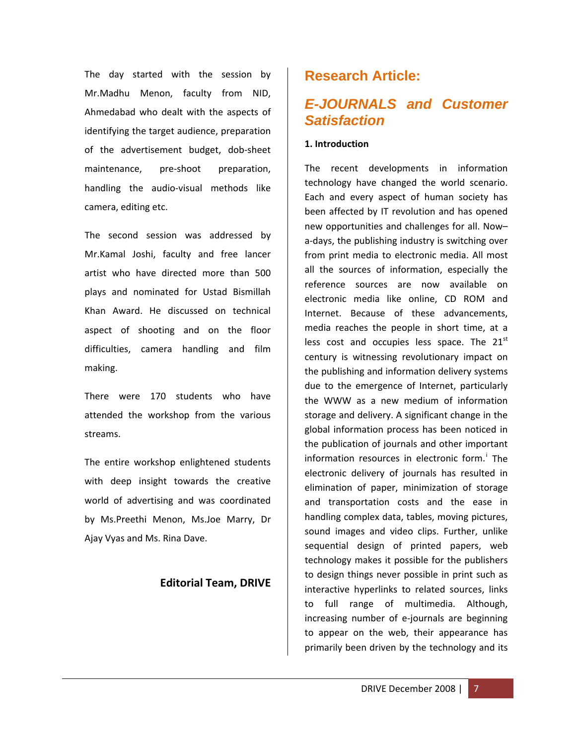The day started with the session by Mr.Madhu Menon, faculty from NID, Ahmedabad who dealt with the aspects of identifying the target audience, preparation of the advertisement budget, dob-sheet maintenance, pre-shoot preparation, handling the audio-visual methods like camera, editing etc.

The second session was addressed by Mr.Kamal Joshi, faculty and free lancer artist who have directed more than 500 plays and nominated for Ustad Bismillah Khan Award. He discussed on technical aspect of shooting and on the floor difficulties, camera handling and film making.

There were 170 students who have attended the workshop from the various streams.

The entire workshop enlightened students with deep insight towards the creative world of advertising and was coordinated by Ms.Preethi Menon, Ms.Joe Marry, Dr Ajay Vyas and Ms. Rina Dave.

**Editorial Team, DRIVE**

## Research Article:

## *E-JOURNALS and Customer Satisfaction*

**1. Introduction**

The recent developments in information technology have changed the world scenario. Each and every aspect of human society has been affected by IT revolution and has opened new opportunities and challenges for all. Now–a-days, the publishing industry is switching over from print media to electronic media. All most all the sources of information, especially the reference sources are now available on electronic media like online, CD ROM and Internet. Because of these advancements, media reaches the people in short time, at a less cost and occupies less space. The 21st century is witnessing revolutionary impact on the publishing and information delivery systems due to the emergence of Internet, particularly the WWW as a new medium of information storage and delivery. A significant change in the global information process has been noticed in the publication of journals and other important information resources in electronic form.[i] The electronic delivery of journals has resulted in elimination of paper, minimization of storage and transportation costs and the ease in handling complex data, tables, moving pictures, sound images and video clips. Further, unlike sequential design of printed papers, web technology makes it possible for the publishers to design things never possible in print such as interactive hyperlinks to related sources, links to full range of multimedia. Although, increasing number of e-journals are beginning to appear on the web, their appearance has primarily been driven by the technology and its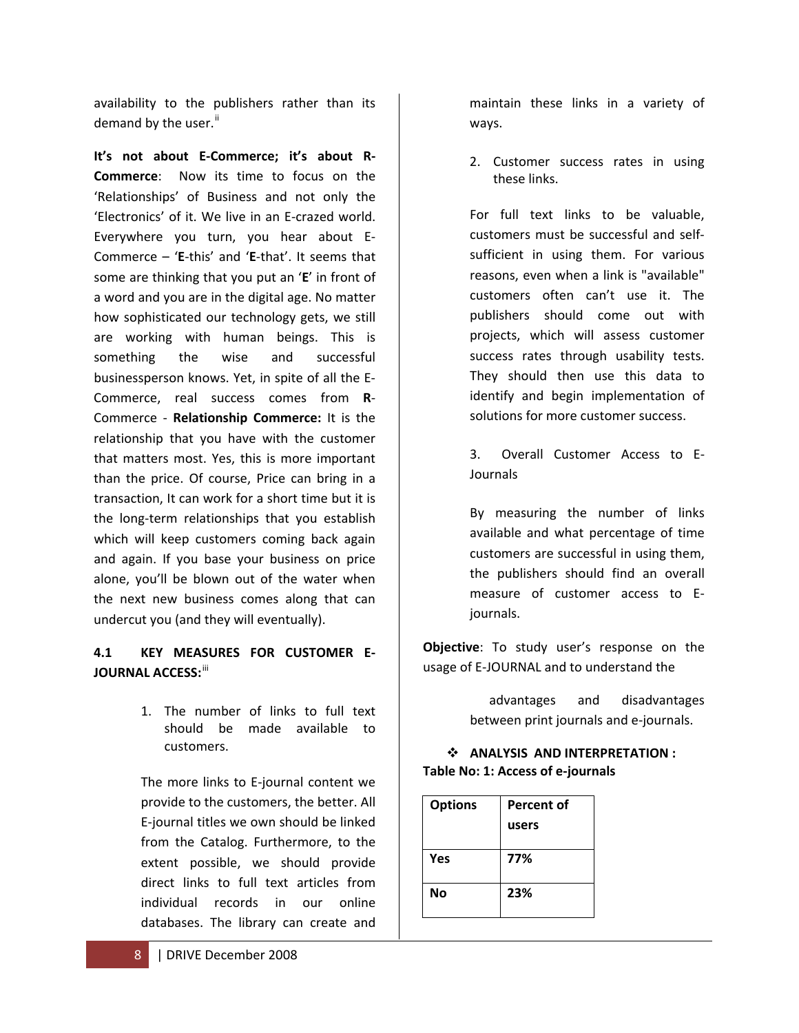availability to the publishers rather than its demand by the user.[ii]

**It's not about E-Commerce; it's about R-Commerce**: Now its time to focus on the 'Relationships' of Business and not only the 'Electronics' of it. We live in an E-crazed world. Everywhere you turn, you hear about E-Commerce – '**E**-this' and '**E**-that'. It seems that some are thinking that you put an '**E**' in front of a word and you are in the digital age. No matter how sophisticated our technology gets, we still are working with human beings. This is something the wise and successful businessperson knows. Yet, in spite of all the E-Commerce, real success comes from **R**-Commerce - **Relationship Commerce:** It is the relationship that you have with the customer that matters most. Yes, this is more important than the price. Of course, Price can bring in a transaction, It can work for a short time but it is the long-term relationships that you establish which will keep customers coming back again and again. If you base your business on price alone, you'll be blown out of the water when the next new business comes along that can undercut you (and they will eventually).

### 4.1 KEY MEASURES FOR CUSTOMER E-JOURNAL ACCESS:[iii]

1. The number of links to full text should be made available to customers.

   The more links to E-journal content we provide to the customers, the better. All E-journal titles we own should be linked from the Catalog. Furthermore, to the extent possible, we should provide direct links to full text articles from individual records in our online databases. The library can create and maintain these links in a variety of ways.

2. Customer success rates in using these links.

   For full text links to be valuable, customers must be successful and self-sufficient in using them. For various reasons, even when a link is "available" customers often can't use it. The publishers should come out with projects, which will assess customer success rates through usability tests. They should then use this data to identify and begin implementation of solutions for more customer success.

3. Overall Customer Access to E-Journals

   By measuring the number of links available and what percentage of time customers are successful in using them, the publishers should find an overall measure of customer access to E-journals.

**Objective**: To study user's response on the usage of E-JOURNAL and to understand the advantages and disadvantages between print journals and e-journals.

- **ANALYSIS AND INTERPRETATION :**

**Table No: 1: Access of e-journals**

| Options | Percent of users |
|---|---|
| **Yes** | **77%** |
| **No** | **23%** |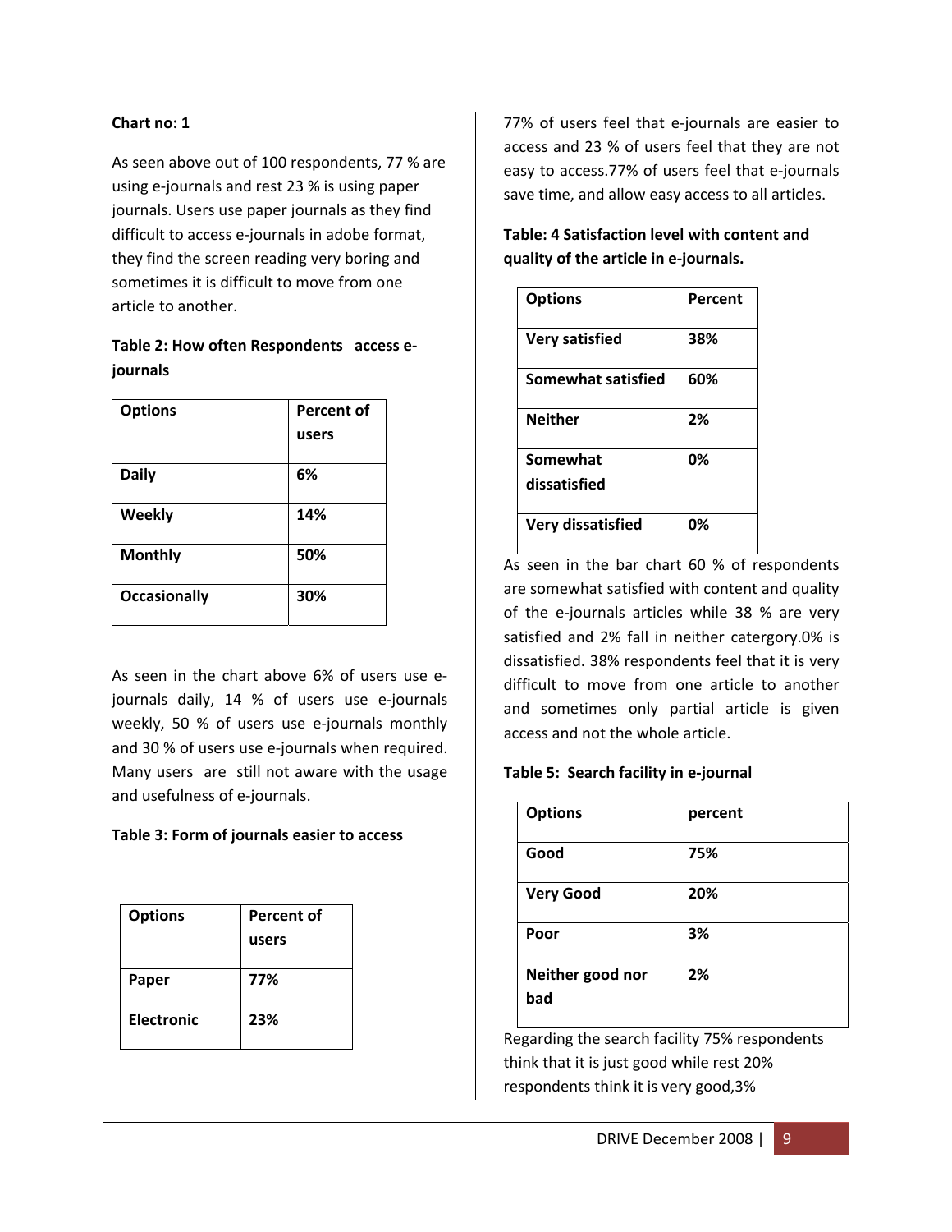**Chart no: 1**

As seen above out of 100 respondents, 77 % are using e-journals and rest 23 % is using paper journals. Users use paper journals as they find difficult to access e-journals in adobe format, they find the screen reading very boring and sometimes it is difficult to move from one article to another.

**Table 2: How often Respondents access e-journals**

| Options | Percent of users |
|---|---|
| Daily | 6% |
| Weekly | 14% |
| Monthly | 50% |
| Occasionally | 30% |

As seen in the chart above 6% of users use e-journals daily, 14 % of users use e-journals weekly, 50 % of users use e-journals monthly and 30 % of users use e-journals when required. Many users are still not aware with the usage and usefulness of e-journals.

**Table 3: Form of journals easier to access**

| Options | Percent of users |
|---|---|
| Paper | 77% |
| Electronic | 23% |

77% of users feel that e-journals are easier to access and 23 % of users feel that they are not easy to access.77% of users feel that e-journals save time, and allow easy access to all articles.

**Table: 4 Satisfaction level with content and quality of the article in e-journals.**

| Options | Percent |
|---|---|
| Very satisfied | 38% |
| Somewhat satisfied | 60% |
| Neither | 2% |
| Somewhat dissatisfied | 0% |
| Very dissatisfied | 0% |

As seen in the bar chart 60 % of respondents are somewhat satisfied with content and quality of the e-journals articles while 38 % are very satisfied and 2% fall in neither catergory.0% is dissatisfied. 38% respondents feel that it is very difficult to move from one article to another and sometimes only partial article is given access and not the whole article.

**Table 5: Search facility in e-journal**

| Options | percent |
|---|---|
| Good | 75% |
| Very Good | 20% |
| Poor | 3% |
| Neither good nor bad | 2% |

Regarding the search facility 75% respondents think that it is just good while rest 20% respondents think it is very good,3%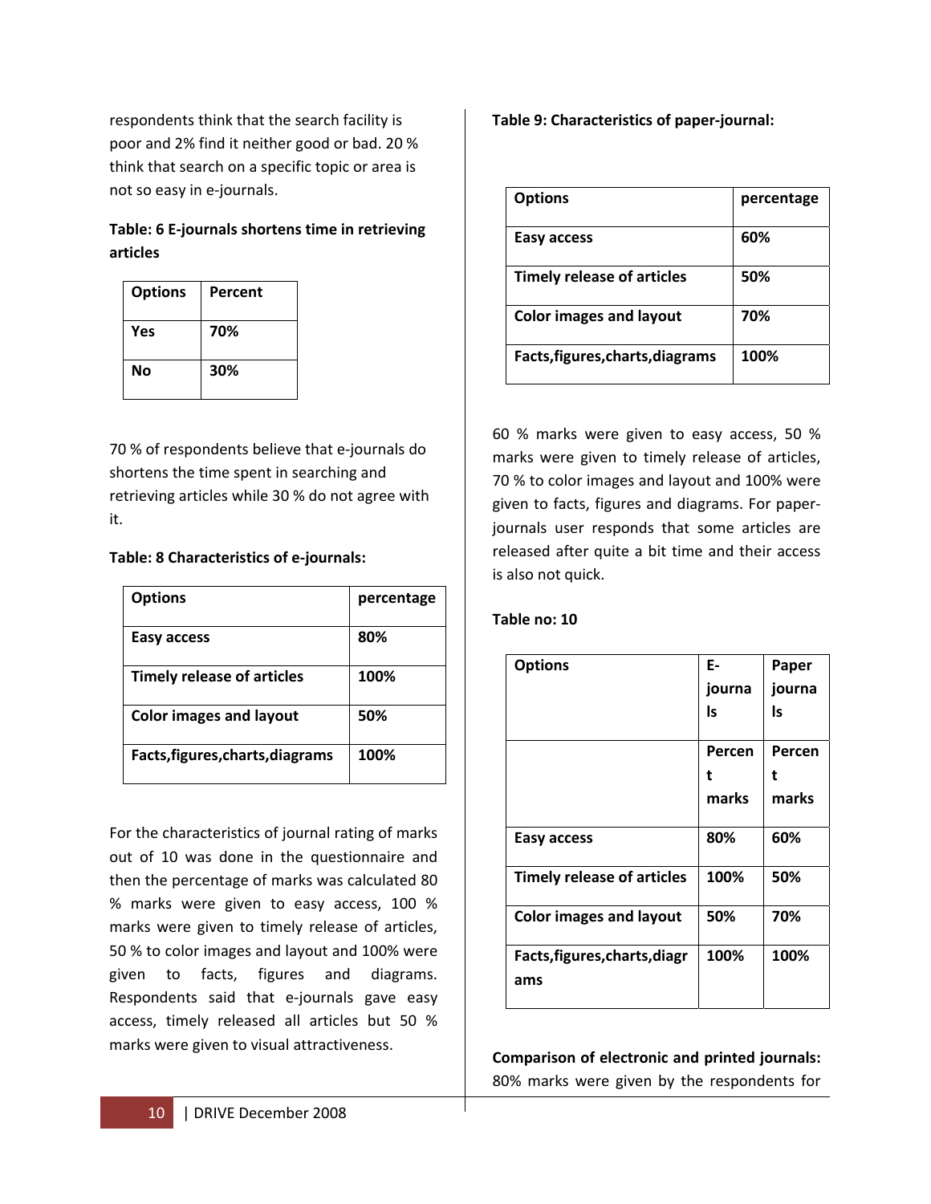respondents think that the search facility is poor and 2% find it neither good or bad. 20 % think that search on a specific topic or area is not so easy in e-journals.

**Table: 6 E-journals shortens time in retrieving articles**

| Options | Percent |
|---|---|
| Yes | 70% |
| No | 30% |

70 % of respondents believe that e-journals do shortens the time spent in searching and retrieving articles while 30 % do not agree with it.

**Table: 8 Characteristics of e-journals:**

| Options | percentage |
|---|---|
| Easy access | 80% |
| Timely release of articles | 100% |
| Color images and layout | 50% |
| Facts,figures,charts,diagrams | 100% |

For the characteristics of journal rating of marks out of 10 was done in the questionnaire and then the percentage of marks was calculated 80 % marks were given to easy access, 100 % marks were given to timely release of articles, 50 % to color images and layout and 100% were given to facts, figures and diagrams. Respondents said that e-journals gave easy access, timely released all articles but 50 % marks were given to visual attractiveness.

**Table 9: Characteristics of paper-journal:**

| Options | percentage |
|---|---|
| Easy access | 60% |
| Timely release of articles | 50% |
| Color images and layout | 70% |
| Facts,figures,charts,diagrams | 100% |

60 % marks were given to easy access, 50 % marks were given to timely release of articles, 70 % to color images and layout and 100% were given to facts, figures and diagrams. For paper-journals user responds that some articles are released after quite a bit time and their access is also not quick.

**Table no: 10**

| Options | E-journals | Paper journals |
|---|---|---|
| | Percent marks | Percent marks |
| Easy access | 80% | 60% |
| Timely release of articles | 100% | 50% |
| Color images and layout | 50% | 70% |
| Facts,figures,charts,diagrams | 100% | 100% |

**Comparison of electronic and printed journals:** 80% marks were given by the respondents for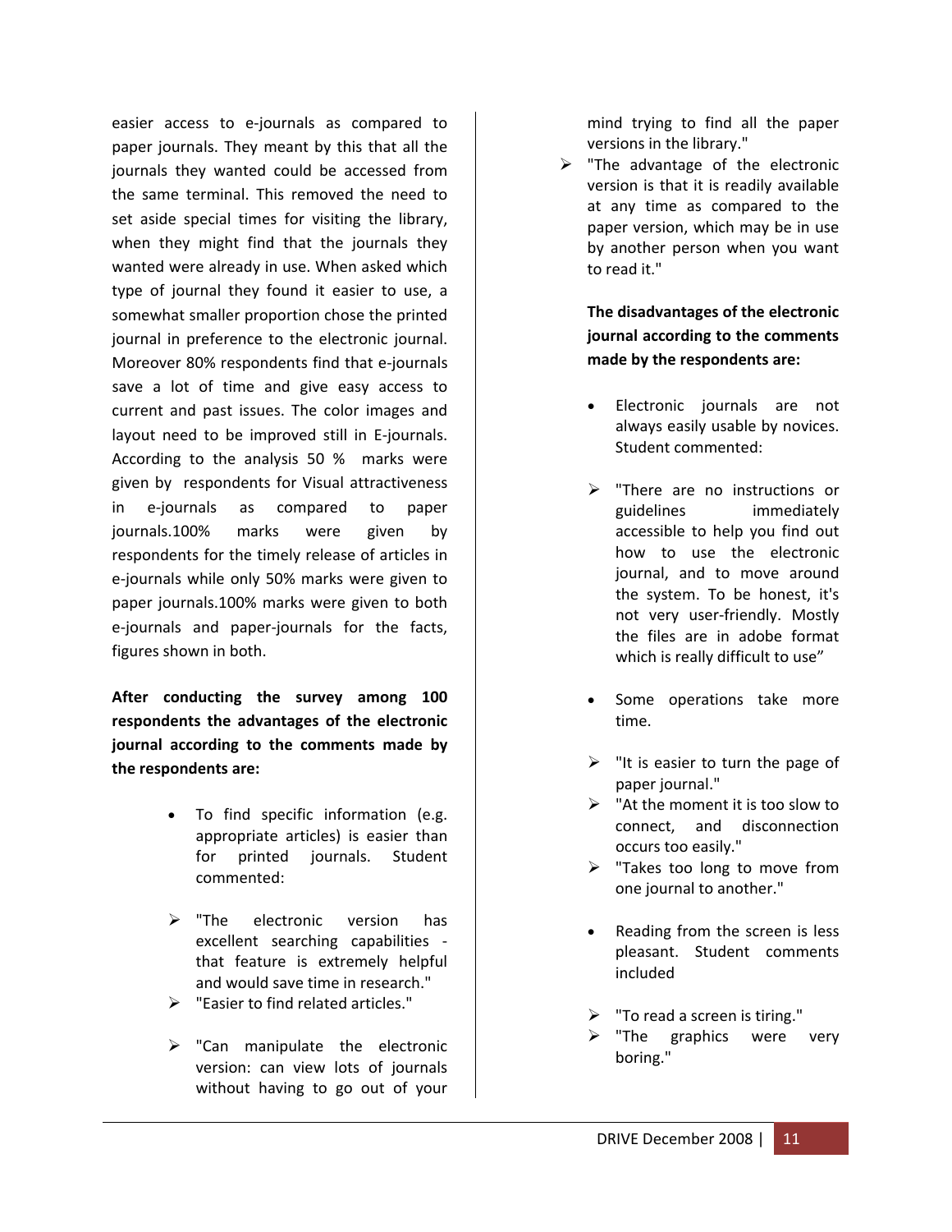easier access to e-journals as compared to paper journals. They meant by this that all the journals they wanted could be accessed from the same terminal. This removed the need to set aside special times for visiting the library, when they might find that the journals they wanted were already in use. When asked which type of journal they found it easier to use, a somewhat smaller proportion chose the printed journal in preference to the electronic journal. Moreover 80% respondents find that e-journals save a lot of time and give easy access to current and past issues. The color images and layout need to be improved still in E-journals. According to the analysis 50 % marks were given by respondents for Visual attractiveness in e-journals as compared to paper journals.100% marks were given by respondents for the timely release of articles in e-journals while only 50% marks were given to paper journals.100% marks were given to both e-journals and paper-journals for the facts, figures shown in both.

**After conducting the survey among 100 respondents the advantages of the electronic journal according to the comments made by the respondents are:**

- To find specific information (e.g. appropriate articles) is easier than for printed journals. Student commented:

  - "The electronic version has excellent searching capabilities - that feature is extremely helpful and would save time in research."
  - "Easier to find related articles."
  - "Can manipulate the electronic version: can view lots of journals without having to go out of your mind trying to find all the paper versions in the library."
  - "The advantage of the electronic version is that it is readily available at any time as compared to the paper version, which may be in use by another person when you want to read it."

**The disadvantages of the electronic journal according to the comments made by the respondents are:**

- Electronic journals are not always easily usable by novices. Student commented:

  - "There are no instructions or guidelines immediately accessible to help you find out how to use the electronic journal, and to move around the system. To be honest, it's not very user-friendly. Mostly the files are in adobe format which is really difficult to use"

- Some operations take more time.

  - "It is easier to turn the page of paper journal."
  - "At the moment it is too slow to connect, and disconnection occurs too easily."
  - "Takes too long to move from one journal to another."

- Reading from the screen is less pleasant. Student comments included

  - "To read a screen is tiring."
  - "The graphics were very boring."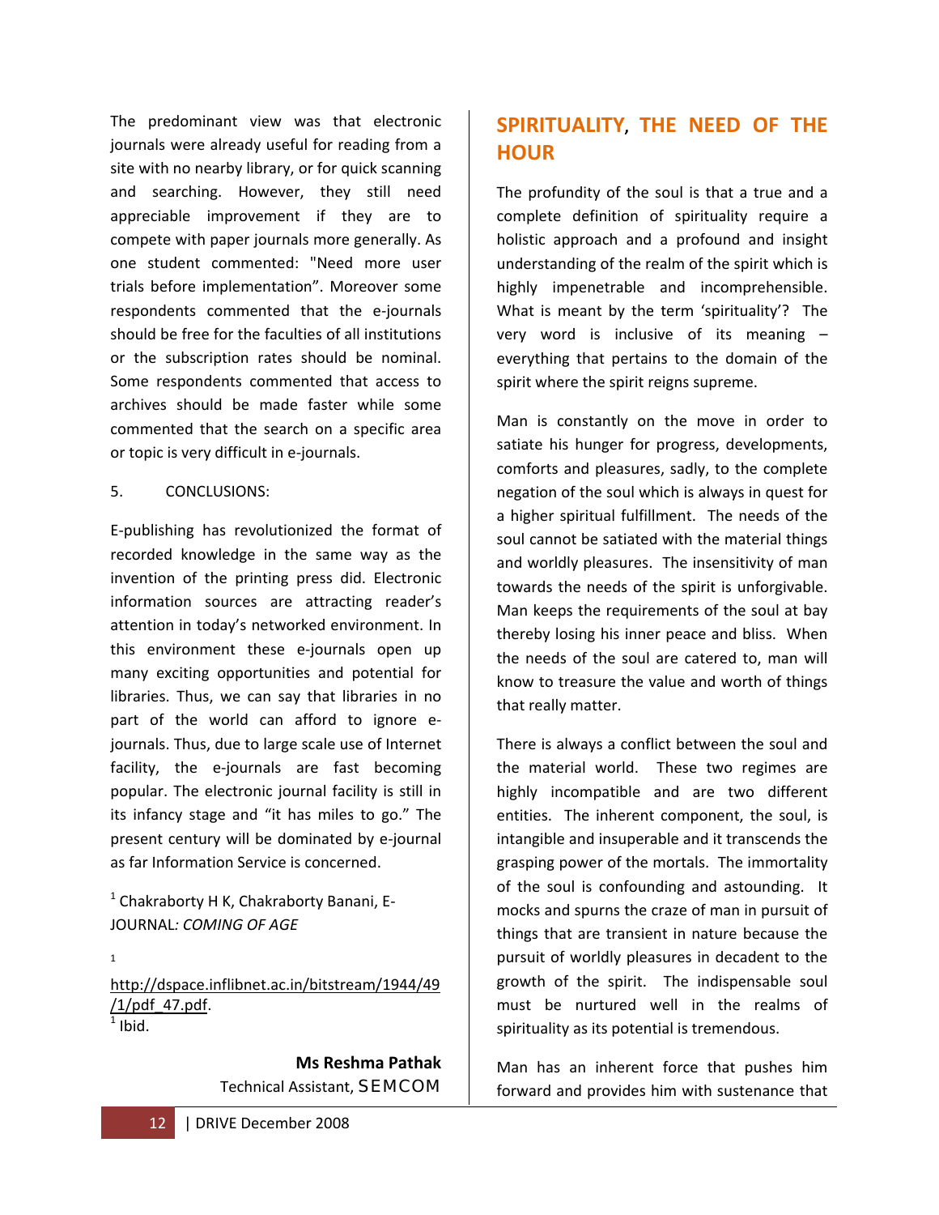The predominant view was that electronic journals were already useful for reading from a site with no nearby library, or for quick scanning and searching. However, they still need appreciable improvement if they are to compete with paper journals more generally. As one student commented: "Need more user trials before implementation". Moreover some respondents commented that the e-journals should be free for the faculties of all institutions or the subscription rates should be nominal. Some respondents commented that access to archives should be made faster while some commented that the search on a specific area or topic is very difficult in e-journals.

5. CONCLUSIONS:

E-publishing has revolutionized the format of recorded knowledge in the same way as the invention of the printing press did. Electronic information sources are attracting reader's attention in today's networked environment. In this environment these e-journals open up many exciting opportunities and potential for libraries. Thus, we can say that libraries in no part of the world can afford to ignore e-journals. Thus, due to large scale use of Internet facility, the e-journals are fast becoming popular. The electronic journal facility is still in its infancy stage and "it has miles to go." The present century will be dominated by e-journal as far Information Service is concerned.

[1] Chakraborty H K, Chakraborty Banani, E-JOURNAL*: COMING OF AGE*

[1] http://dspace.inflibnet.ac.in/bitstream/1944/49/1/pdf_47.pdf.

[1] Ibid.

**Ms Reshma Pathak**
Technical Assistant, SEMCOM

## SPIRITUALITY, THE NEED OF THE HOUR

The profundity of the soul is that a true and a complete definition of spirituality require a holistic approach and a profound and insight understanding of the realm of the spirit which is highly impenetrable and incomprehensible. What is meant by the term 'spirituality'? The very word is inclusive of its meaning – everything that pertains to the domain of the spirit where the spirit reigns supreme.

Man is constantly on the move in order to satiate his hunger for progress, developments, comforts and pleasures, sadly, to the complete negation of the soul which is always in quest for a higher spiritual fulfillment. The needs of the soul cannot be satiated with the material things and worldly pleasures. The insensitivity of man towards the needs of the spirit is unforgivable. Man keeps the requirements of the soul at bay thereby losing his inner peace and bliss. When the needs of the soul are catered to, man will know to treasure the value and worth of things that really matter.

There is always a conflict between the soul and the material world. These two regimes are highly incompatible and are two different entities. The inherent component, the soul, is intangible and insuperable and it transcends the grasping power of the mortals. The immortality of the soul is confounding and astounding. It mocks and spurns the craze of man in pursuit of things that are transient in nature because the pursuit of worldly pleasures in decadent to the growth of the spirit. The indispensable soul must be nurtured well in the realms of spirituality as its potential is tremendous.

Man has an inherent force that pushes him forward and provides him with sustenance that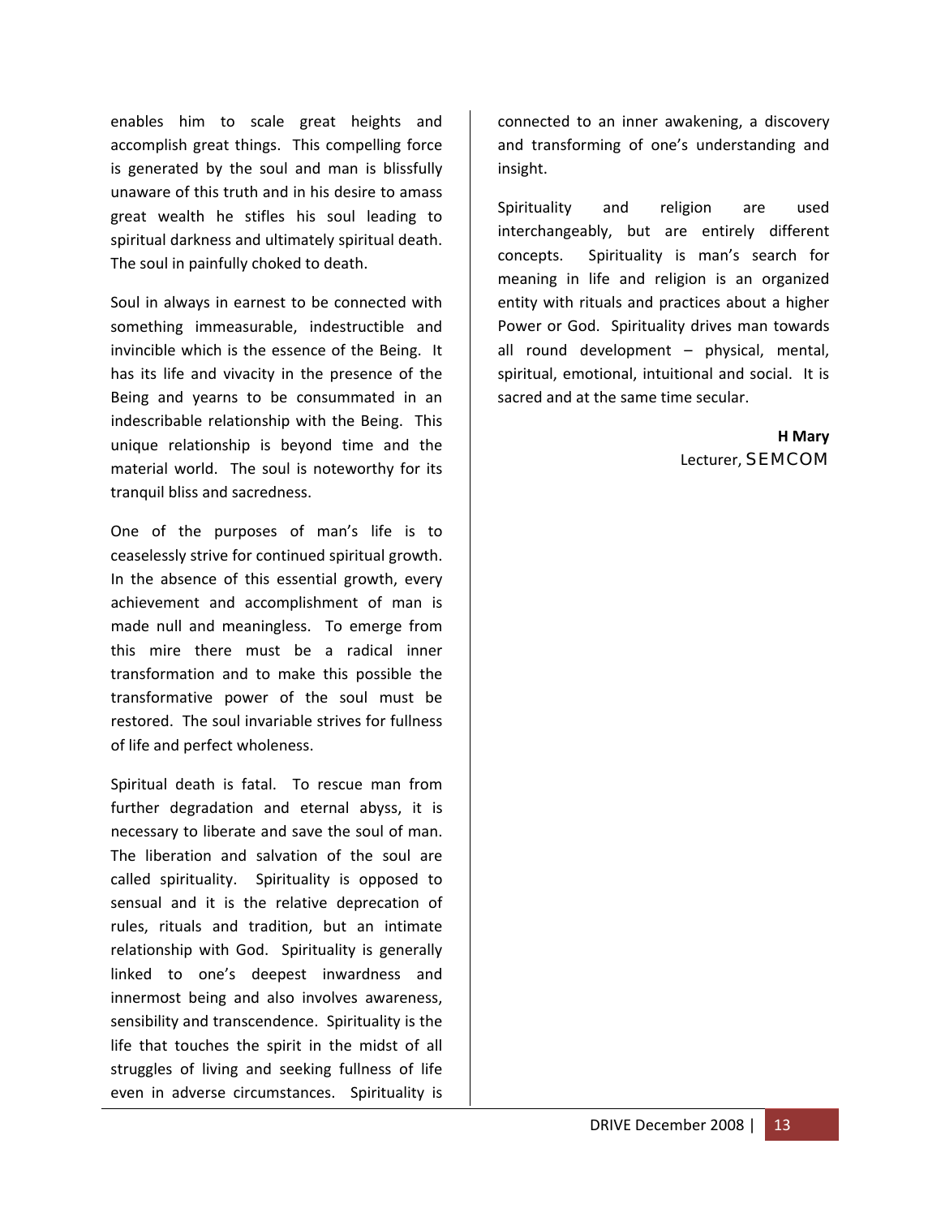enables him to scale great heights and accomplish great things. This compelling force is generated by the soul and man is blissfully unaware of this truth and in his desire to amass great wealth he stifles his soul leading to spiritual darkness and ultimately spiritual death. The soul in painfully choked to death.

Soul in always in earnest to be connected with something immeasurable, indestructible and invincible which is the essence of the Being. It has its life and vivacity in the presence of the Being and yearns to be consummated in an indescribable relationship with the Being. This unique relationship is beyond time and the material world. The soul is noteworthy for its tranquil bliss and sacredness.

One of the purposes of man's life is to ceaselessly strive for continued spiritual growth. In the absence of this essential growth, every achievement and accomplishment of man is made null and meaningless. To emerge from this mire there must be a radical inner transformation and to make this possible the transformative power of the soul must be restored. The soul invariable strives for fullness of life and perfect wholeness.

Spiritual death is fatal. To rescue man from further degradation and eternal abyss, it is necessary to liberate and save the soul of man. The liberation and salvation of the soul are called spirituality. Spirituality is opposed to sensual and it is the relative deprecation of rules, rituals and tradition, but an intimate relationship with God. Spirituality is generally linked to one's deepest inwardness and innermost being and also involves awareness, sensibility and transcendence. Spirituality is the life that touches the spirit in the midst of all struggles of living and seeking fullness of life even in adverse circumstances. Spirituality is connected to an inner awakening, a discovery and transforming of one's understanding and insight.

Spirituality and religion are used interchangeably, but are entirely different concepts. Spirituality is man's search for meaning in life and religion is an organized entity with rituals and practices about a higher Power or God. Spirituality drives man towards all round development – physical, mental, spiritual, emotional, intuitional and social. It is sacred and at the same time secular.

**H Mary**
Lecturer, SEMCOM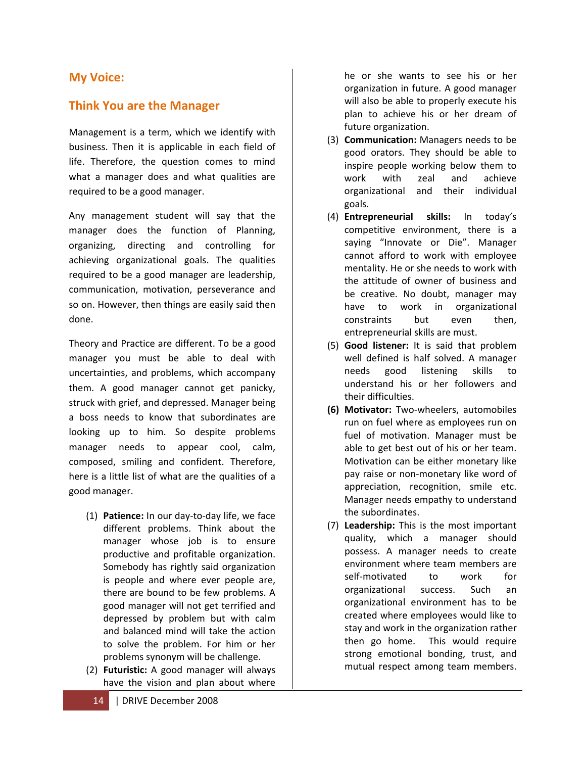## My Voice:

## Think You are the Manager

Management is a term, which we identify with business. Then it is applicable in each field of life. Therefore, the question comes to mind what a manager does and what qualities are required to be a good manager.

Any management student will say that the manager does the function of Planning, organizing, directing and controlling for achieving organizational goals. The qualities required to be a good manager are leadership, communication, motivation, perseverance and so on. However, then things are easily said then done.

Theory and Practice are different. To be a good manager you must be able to deal with uncertainties, and problems, which accompany them. A good manager cannot get panicky, struck with grief, and depressed. Manager being a boss needs to know that subordinates are looking up to him. So despite problems manager needs to appear cool, calm, composed, smiling and confident. Therefore, here is a little list of what are the qualities of a good manager.

(1) **Patience:** In our day-to-day life, we face different problems. Think about the manager whose job is to ensure productive and profitable organization. Somebody has rightly said organization is people and where ever people are, there are bound to be few problems. A good manager will not get terrified and depressed by problem but with calm and balanced mind will take the action to solve the problem. For him or her problems synonym will be challenge.

(2) **Futuristic:** A good manager will always have the vision and plan about where he or she wants to see his or her organization in future. A good manager will also be able to properly execute his plan to achieve his or her dream of future organization.

(3) **Communication:** Managers needs to be good orators. They should be able to inspire people working below them to work with zeal and achieve organizational and their individual goals.

(4) **Entrepreneurial skills:** In today's competitive environment, there is a saying "Innovate or Die". Manager cannot afford to work with employee mentality. He or she needs to work with the attitude of owner of business and be creative. No doubt, manager may have to work in organizational constraints but even then, entrepreneurial skills are must.

(5) **Good listener:** It is said that problem well defined is half solved. A manager needs good listening skills to understand his or her followers and their difficulties.

**(6) Motivator:** Two-wheelers, automobiles run on fuel where as employees run on fuel of motivation. Manager must be able to get best out of his or her team. Motivation can be either monetary like pay raise or non-monetary like word of appreciation, recognition, smile etc. Manager needs empathy to understand the subordinates.

(7) **Leadership:** This is the most important quality, which a manager should possess. A manager needs to create environment where team members are self-motivated to work for organizational success. Such an organizational environment has to be created where employees would like to stay and work in the organization rather then go home. This would require strong emotional bonding, trust, and mutual respect among team members.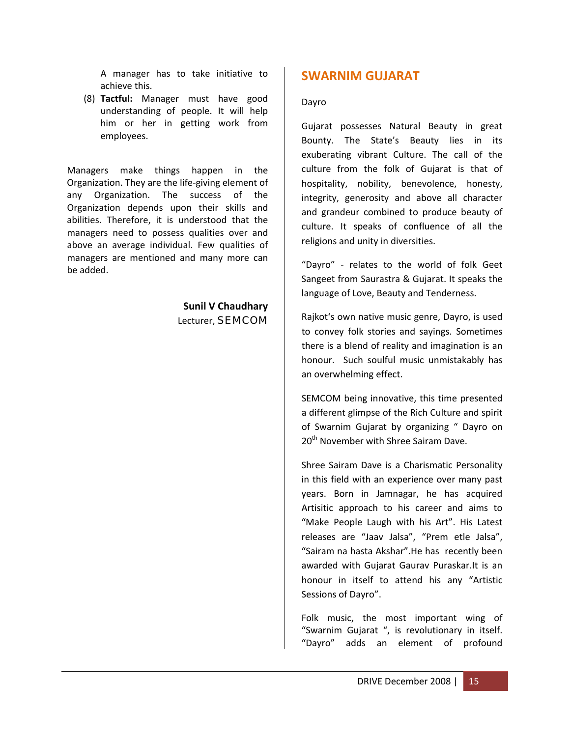A manager has to take initiative to achieve this.

(8) **Tactful:** Manager must have good understanding of people. It will help him or her in getting work from employees.

Managers make things happen in the Organization. They are the life-giving element of any Organization. The success of the Organization depends upon their skills and abilities. Therefore, it is understood that the managers need to possess qualities over and above an average individual. Few qualities of managers are mentioned and many more can be added.

**Sunil V Chaudhary**
Lecturer, SEMCOM

## SWARNIM GUJARAT

Dayro

Gujarat possesses Natural Beauty in great Bounty. The State's Beauty lies in its exuberating vibrant Culture. The call of the culture from the folk of Gujarat is that of hospitality, nobility, benevolence, honesty, integrity, generosity and above all character and grandeur combined to produce beauty of culture. It speaks of confluence of all the religions and unity in diversities.

"Dayro" - relates to the world of folk Geet Sangeet from Saurastra & Gujarat. It speaks the language of Love, Beauty and Tenderness.

Rajkot's own native music genre, Dayro, is used to convey folk stories and sayings. Sometimes there is a blend of reality and imagination is an honour. Such soulful music unmistakably has an overwhelming effect.

SEMCOM being innovative, this time presented a different glimpse of the Rich Culture and spirit of Swarnim Gujarat by organizing " Dayro on 20th November with Shree Sairam Dave.

Shree Sairam Dave is a Charismatic Personality in this field with an experience over many past years. Born in Jamnagar, he has acquired Artisitic approach to his career and aims to "Make People Laugh with his Art". His Latest releases are "Jaav Jalsa", "Prem etle Jalsa", "Sairam na hasta Akshar".He has recently been awarded with Gujarat Gaurav Puraskar.It is an honour in itself to attend his any "Artistic Sessions of Dayro".

Folk music, the most important wing of "Swarnim Gujarat ", is revolutionary in itself. "Dayro" adds an element of profound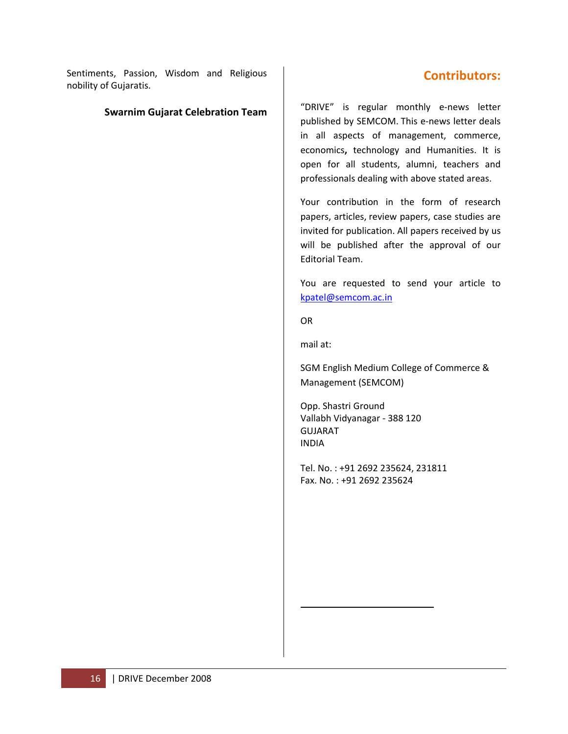Sentiments, Passion, Wisdom and Religious nobility of Gujaratis.

**Swarnim Gujarat Celebration Team**

## Contributors:

"DRIVE" is regular monthly e-news letter published by SEMCOM. This e-news letter deals in all aspects of management, commerce, economics**,** technology and Humanities. It is open for all students, alumni, teachers and professionals dealing with above stated areas.

Your contribution in the form of research papers, articles, review papers, case studies are invited for publication. All papers received by us will be published after the approval of our Editorial Team.

You are requested to send your article to kpatel@semcom.ac.in

OR

mail at:

SGM English Medium College of Commerce & Management (SEMCOM)

Opp. Shastri Ground
Vallabh Vidyanagar - 388 120
GUJARAT
INDIA

Tel. No. : +91 2692 235624, 231811
Fax. No. : +91 2692 235624